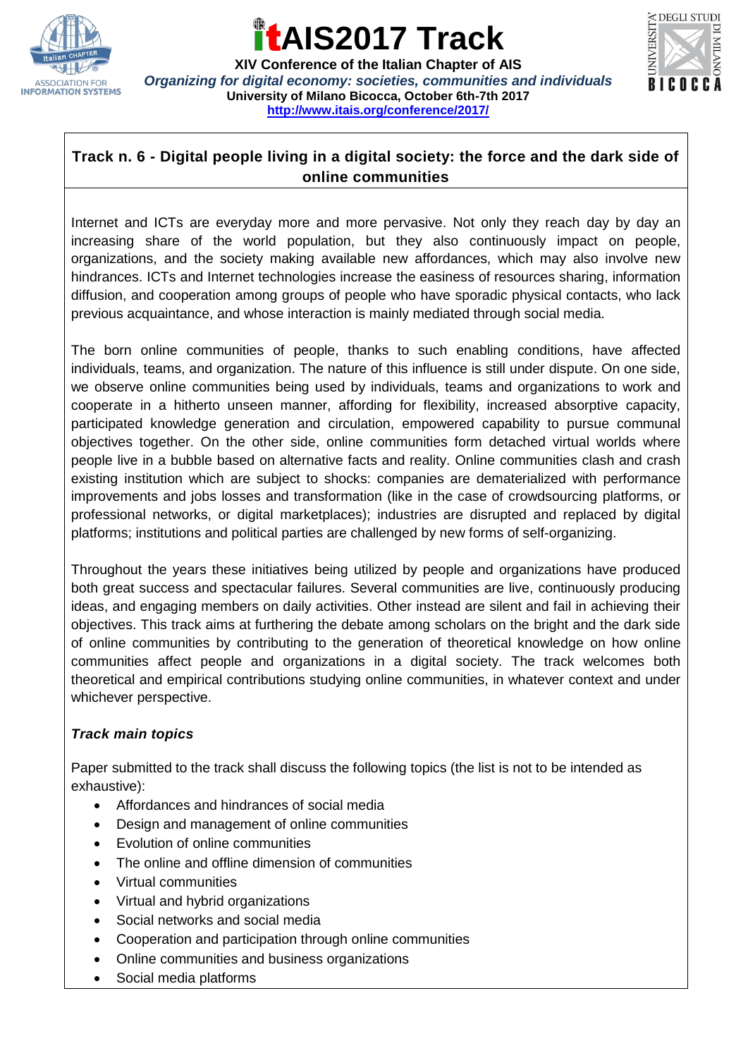# itAIS2017 Track

**XIV Conference of the Italian Chapter of AIS**

***Organizing for digital economy: societies, communities and individuals***

**University of Milano Bicocca, October 6th-7th 2017**

**http://www.itais.org/conference/2017/**

## Track n. 6 - Digital people living in a digital society: the force and the dark side of online communities

Internet and ICTs are everyday more and more pervasive. Not only they reach day by day an increasing share of the world population, but they also continuously impact on people, organizations, and the society making available new affordances, which may also involve new hindrances. ICTs and Internet technologies increase the easiness of resources sharing, information diffusion, and cooperation among groups of people who have sporadic physical contacts, who lack previous acquaintance, and whose interaction is mainly mediated through social media.

The born online communities of people, thanks to such enabling conditions, have affected individuals, teams, and organization. The nature of this influence is still under dispute. On one side, we observe online communities being used by individuals, teams and organizations to work and cooperate in a hitherto unseen manner, affording for flexibility, increased absorptive capacity, participated knowledge generation and circulation, empowered capability to pursue communal objectives together. On the other side, online communities form detached virtual worlds where people live in a bubble based on alternative facts and reality. Online communities clash and crash existing institution which are subject to shocks: companies are dematerialized with performance improvements and jobs losses and transformation (like in the case of crowdsourcing platforms, or professional networks, or digital marketplaces); industries are disrupted and replaced by digital platforms; institutions and political parties are challenged by new forms of self-organizing.

Throughout the years these initiatives being utilized by people and organizations have produced both great success and spectacular failures. Several communities are live, continuously producing ideas, and engaging members on daily activities. Other instead are silent and fail in achieving their objectives. This track aims at furthering the debate among scholars on the bright and the dark side of online communities by contributing to the generation of theoretical knowledge on how online communities affect people and organizations in a digital society. The track welcomes both theoretical and empirical contributions studying online communities, in whatever context and under whichever perspective.

### *Track main topics*

Paper submitted to the track shall discuss the following topics (the list is not to be intended as exhaustive):

- Affordances and hindrances of social media
- Design and management of online communities
- Evolution of online communities
- The online and offline dimension of communities
- Virtual communities
- Virtual and hybrid organizations
- Social networks and social media
- Cooperation and participation through online communities
- Online communities and business organizations
- Social media platforms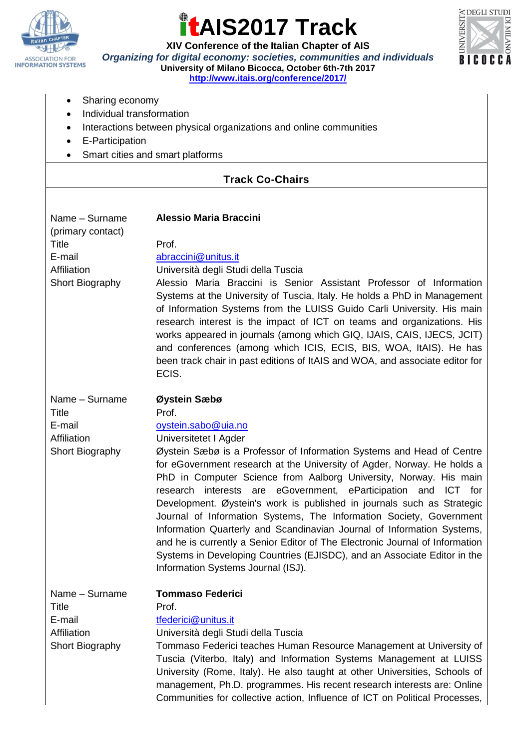- Sharing economy
- Individual transformation
- Interactions between physical organizations and online communities
- E-Participation
- Smart cities and smart platforms

## Track Co-Chairs

| | |
|---|---|
| Name – Surname (primary contact) | **Alessio Maria Braccini** |
| Title | Prof. |
| E-mail | abraccini@unitus.it |
| Affiliation | Università degli Studi della Tuscia |
| Short Biography | Alessio Maria Braccini is Senior Assistant Professor of Information Systems at the University of Tuscia, Italy. He holds a PhD in Management of Information Systems from the LUISS Guido Carli University. His main research interest is the impact of ICT on teams and organizations. His works appeared in journals (among which GIQ, IJAIS, CAIS, IJECS, JCIT) and conferences (among which ICIS, ECIS, BIS, WOA, ItAIS). He has been track chair in past editions of ItAIS and WOA, and associate editor for ECIS. |
| Name – Surname | **Øystein Sæbø** |
| Title | Prof. |
| E-mail | oystein.sabo@uia.no |
| Affiliation | Universitetet I Agder |
| Short Biography | Øystein Sæbø is a Professor of Information Systems and Head of Centre for eGovernment research at the University of Agder, Norway. He holds a PhD in Computer Science from Aalborg University, Norway. His main research interests are eGovernment, eParticipation and ICT for Development. Øystein's work is published in journals such as Strategic Journal of Information Systems, The Information Society, Government Information Quarterly and Scandinavian Journal of Information Systems, and he is currently a Senior Editor of The Electronic Journal of Information Systems in Developing Countries (EJISDC), and an Associate Editor in the Information Systems Journal (ISJ). |
| Name – Surname | **Tommaso Federici** |
| Title | Prof. |
| E-mail | tfederici@unitus.it |
| Affiliation | Università degli Studi della Tuscia |
| Short Biography | Tommaso Federici teaches Human Resource Management at University of Tuscia (Viterbo, Italy) and Information Systems Management at LUISS University (Rome, Italy). He also taught at other Universities, Schools of management, Ph.D. programmes. His recent research interests are: Online Communities for collective action, Influence of ICT on Political Processes, |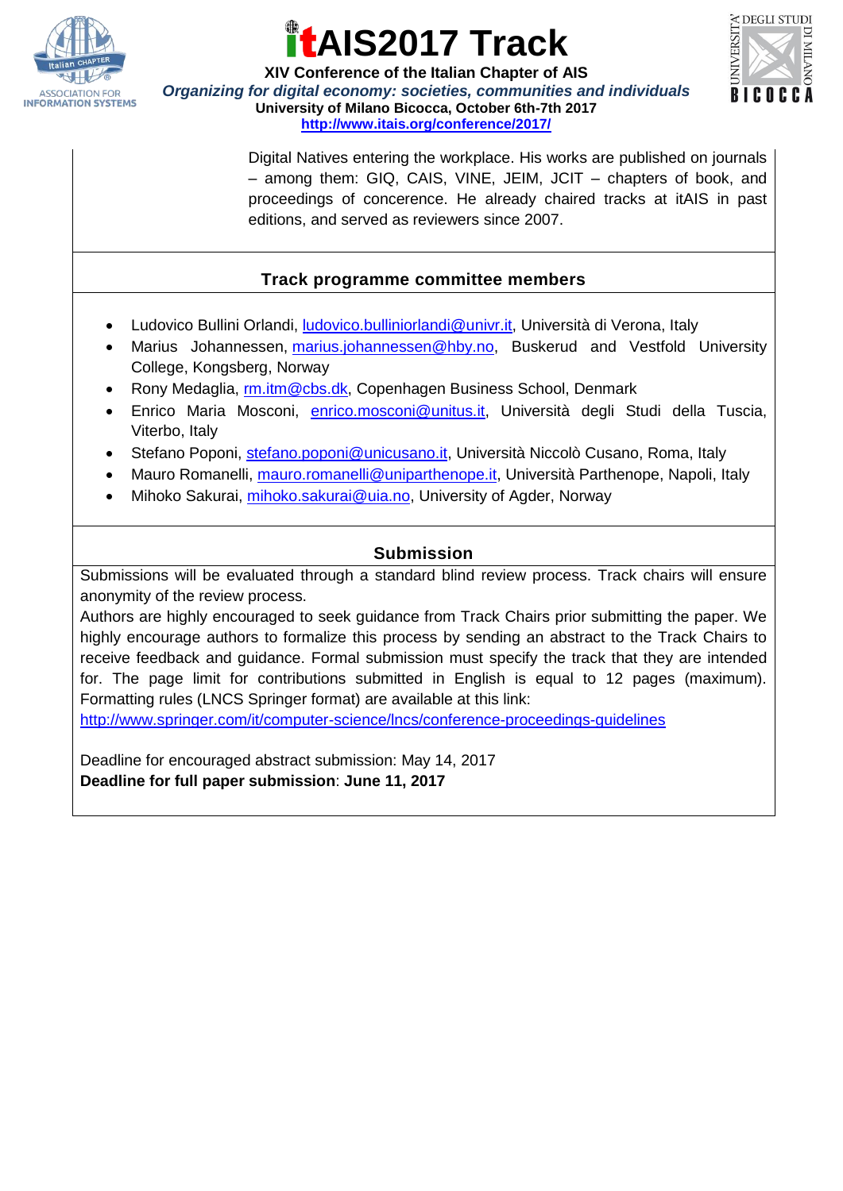Digital Natives entering the workplace. His works are published on journals – among them: GIQ, CAIS, VINE, JEIM, JCIT – chapters of book, and proceedings of concerence. He already chaired tracks at itAIS in past editions, and served as reviewers since 2007.

## Track programme committee members

- Ludovico Bullini Orlandi, ludovico.bulliniorlandi@univr.it, Università di Verona, Italy
- Marius Johannessen, marius.johannessen@hby.no, Buskerud and Vestfold University College, Kongsberg, Norway
- Rony Medaglia, rm.itm@cbs.dk, Copenhagen Business School, Denmark
- Enrico Maria Mosconi, enrico.mosconi@unitus.it, Università degli Studi della Tuscia, Viterbo, Italy
- Stefano Poponi, stefano.poponi@unicusano.it, Università Niccolò Cusano, Roma, Italy
- Mauro Romanelli, mauro.romanelli@uniparthenope.it, Università Parthenope, Napoli, Italy
- Mihoko Sakurai, mihoko.sakurai@uia.no, University of Agder, Norway

## Submission

Submissions will be evaluated through a standard blind review process. Track chairs will ensure anonymity of the review process.

Authors are highly encouraged to seek guidance from Track Chairs prior submitting the paper. We highly encourage authors to formalize this process by sending an abstract to the Track Chairs to receive feedback and guidance. Formal submission must specify the track that they are intended for. The page limit for contributions submitted in English is equal to 12 pages (maximum). Formatting rules (LNCS Springer format) are available at this link:
http://www.springer.com/it/computer-science/lncs/conference-proceedings-guidelines

Deadline for encouraged abstract submission: May 14, 2017
**Deadline for full paper submission**: **June 11, 2017**